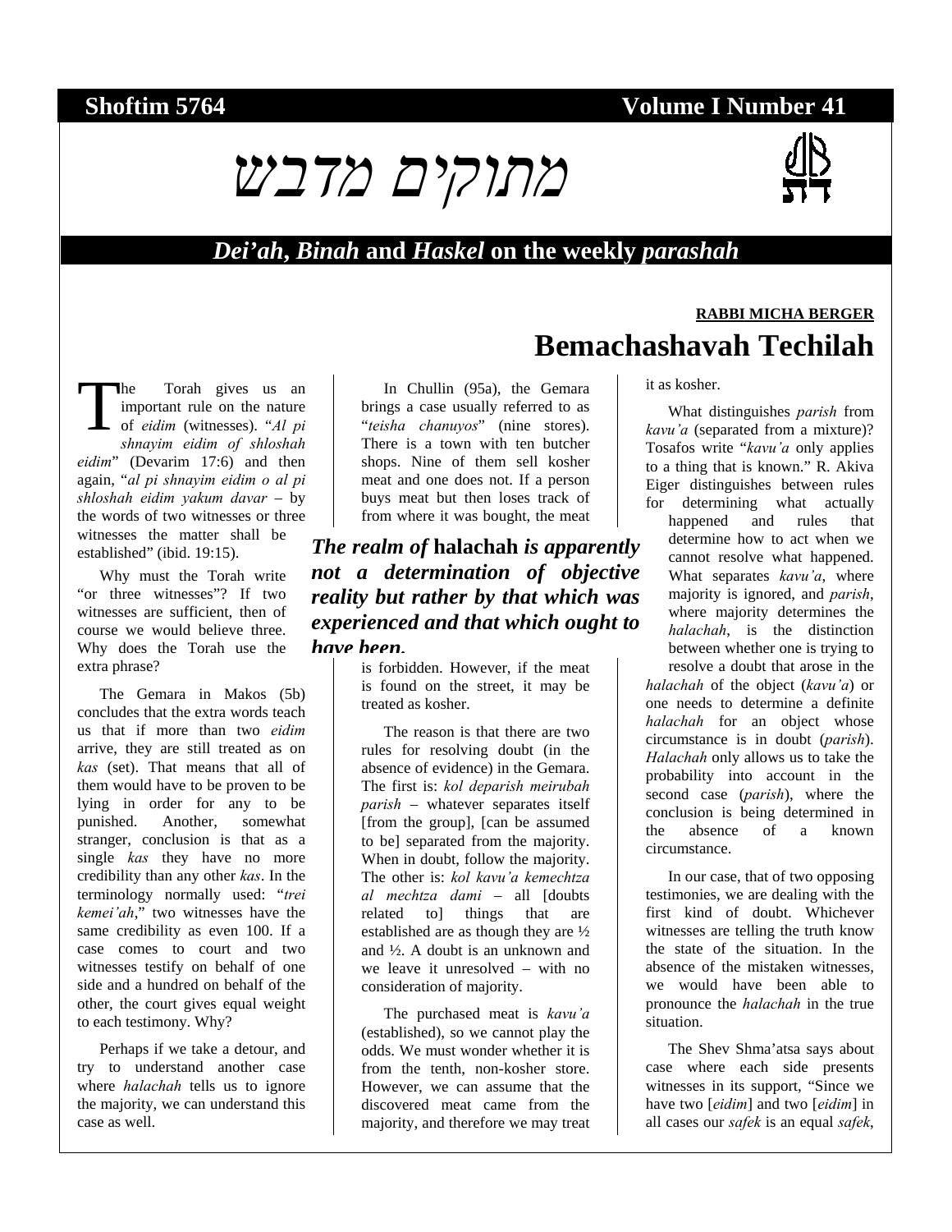**Shoftim 5764** **Volume I Number 41**

# מתוקים מדבש

***Dei'ah*, *Binah* and *Haskel* on the weekly *parashah***

**RABBI MICHA BERGER**

## Bemachashavah Techilah

The Torah gives us an important rule on the nature of *eidim* (witnesses). "*Al pi shnayim eidim of shloshah eidim*" (Devarim 17:6) and then again, "*al pi shnayim eidim o al pi shloshah eidim yakum davar* – by the words of two witnesses or three witnesses the matter shall be established" (ibid. 19:15).

Why must the Torah write "or three witnesses"? If two witnesses are sufficient, then of course we would believe three. Why does the Torah use the extra phrase?

The Gemara in Makos (5b) concludes that the extra words teach us that if more than two *eidim* arrive, they are still treated as on *kas* (set). That means that all of them would have to be proven to be lying in order for any to be punished. Another, somewhat stranger, conclusion is that as a single *kas* they have no more credibility than any other *kas*. In the terminology normally used: "*trei kemei'ah*," two witnesses have the same credibility as even 100. If a case comes to court and two witnesses testify on behalf of one side and a hundred on behalf of the other, the court gives equal weight to each testimony. Why?

Perhaps if we take a detour, and try to understand another case where *halachah* tells us to ignore the majority, we can understand this case as well.

In Chullin (95a), the Gemara brings a case usually referred to as "*teisha chanuyos*" (nine stores). There is a town with ten butcher shops. Nine of them sell kosher meat and one does not. If a person buys meat but then loses track of from where it was bought, the meat is forbidden. However, if the meat is found on the street, it may be treated as kosher.

***The realm of* halachah *is apparently not a determination of objective reality but rather by that which was experienced and that which ought to have been.***

The reason is that there are two rules for resolving doubt (in the absence of evidence) in the Gemara. The first is: *kol deparish meirubah parish* – whatever separates itself [from the group], [can be assumed to be] separated from the majority. When in doubt, follow the majority. The other is: *kol kavu'a kemechtza al mechtza dami* – all [doubts related to] things that are established are as though they are ½ and ½. A doubt is an unknown and we leave it unresolved – with no consideration of majority.

The purchased meat is *kavu'a* (established), so we cannot play the odds. We must wonder whether it is from the tenth, non-kosher store. However, we can assume that the discovered meat came from the majority, and therefore we may treat it as kosher.

What distinguishes *parish* from *kavu'a* (separated from a mixture)? Tosafos write "*kavu'a* only applies to a thing that is known." R. Akiva Eiger distinguishes between rules for determining what actually happened and rules that determine how to act when we cannot resolve what happened. What separates *kavu'a*, where majority is ignored, and *parish*, where majority determines the *halachah*, is the distinction between whether one is trying to resolve a doubt that arose in the *halachah* of the object (*kavu'a*) or one needs to determine a definite *halachah* for an object whose circumstance is in doubt (*parish*). *Halachah* only allows us to take the probability into account in the second case (*parish*), where the conclusion is being determined in the absence of a known circumstance.

In our case, that of two opposing testimonies, we are dealing with the first kind of doubt. Whichever witnesses are telling the truth know the state of the situation. In the absence of the mistaken witnesses, we would have been able to pronounce the *halachah* in the true situation.

The Shev Shma'atsa says about case where each side presents witnesses in its support, "Since we have two [*eidim*] and two [*eidim*] in all cases our *safek* is an equal *safek*,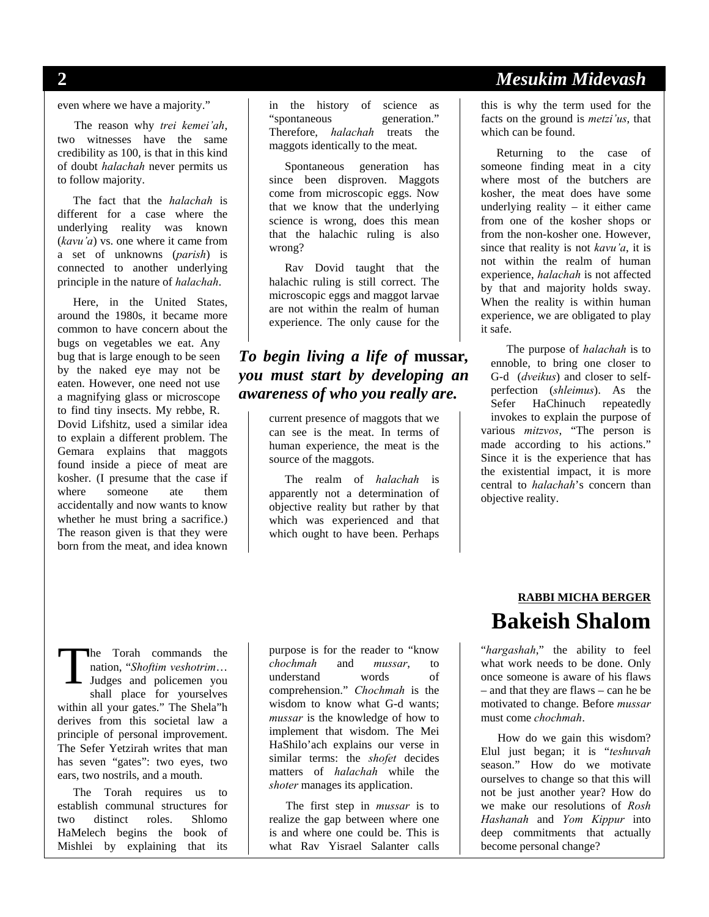even where we have a majority."

The reason why *trei kemei'ah*, two witnesses have the same credibility as 100, is that in this kind of doubt *halachah* never permits us to follow majority.

The fact that the *halachah* is different for a case where the underlying reality was known (*kavu'a*) vs. one where it came from a set of unknowns (*parish*) is connected to another underlying principle in the nature of *halachah*.

Here, in the United States, around the 1980s, it became more common to have concern about the bugs on vegetables we eat. Any bug that is large enough to be seen by the naked eye may not be eaten. However, one need not use a magnifying glass or microscope to find tiny insects. My rebbe, R. Dovid Lifshitz, used a similar idea to explain a different problem. The Gemara explains that maggots found inside a piece of meat are kosher. (I presume that the case if where someone ate them accidentally and now wants to know whether he must bring a sacrifice.) The reason given is that they were born from the meat, and idea known in the history of science as "spontaneous generation." Therefore, *halachah* treats the maggots identically to the meat.

Spontaneous generation has since been disproven. Maggots come from microscopic eggs. Now that we know that the underlying science is wrong, does this mean that the halachic ruling is also wrong?

Rav Dovid taught that the halachic ruling is still correct. The microscopic eggs and maggot larvae are not within the realm of human experience. The only cause for the current presence of maggots that we can see is the meat. In terms of human experience, the meat is the source of the maggots.

The realm of *halachah* is apparently not a determination of objective reality but rather by that which was experienced and that which ought to have been. Perhaps this is why the term used for the facts on the ground is *metzi'us*, that which can be found.

Returning to the case of someone finding meat in a city where most of the butchers are kosher, the meat does have some underlying reality – it either came from one of the kosher shops or from the non-kosher one. However, since that reality is not *kavu'a*, it is not within the realm of human experience, *halachah* is not affected by that and majority holds sway. When the reality is within human experience, we are obligated to play it safe.

The purpose of *halachah* is to ennoble, to bring one closer to G-d (*dveikus*) and closer to self-perfection (*shleimus*). As the Sefer HaChinuch repeatedly invokes to explain the purpose of various *mitzvos*, "The person is made according to his actions." Since it is the experience that has the existential impact, it is more central to *halachah*'s concern than objective reality.

***To begin living a life of* mussar, *you must start by developing an awareness of who you really are.***

**RABBI MICHA BERGER**

# Bakeish Shalom

The Torah commands the nation, "*Shoftim veshotrim*… Judges and policemen you shall place for yourselves within all your gates." The Shela"h derives from this societal law a principle of personal improvement. The Sefer Yetzirah writes that man has seven "gates": two eyes, two ears, two nostrils, and a mouth.

The Torah requires us to establish communal structures for two distinct roles. Shlomo HaMelech begins the book of Mishlei by explaining that its purpose is for the reader to "know *chochmah* and *mussar*, to understand words of comprehension." *Chochmah* is the wisdom to know what G-d wants; *mussar* is the knowledge of how to implement that wisdom. The Mei HaShilo'ach explains our verse in similar terms: the *shofet* decides matters of *halachah* while the *shoter* manages its application.

The first step in *mussar* is to realize the gap between where one is and where one could be. This is what Rav Yisrael Salanter calls "*hargashah*," the ability to feel what work needs to be done. Only once someone is aware of his flaws – and that they are flaws – can he be motivated to change. Before *mussar* must come *chochmah*.

How do we gain this wisdom? Elul just began; it is "*teshuvah* season." How do we motivate ourselves to change so that this will not be just another year? How do we make our resolutions of *Rosh Hashanah* and *Yom Kippur* into deep commitments that actually become personal change?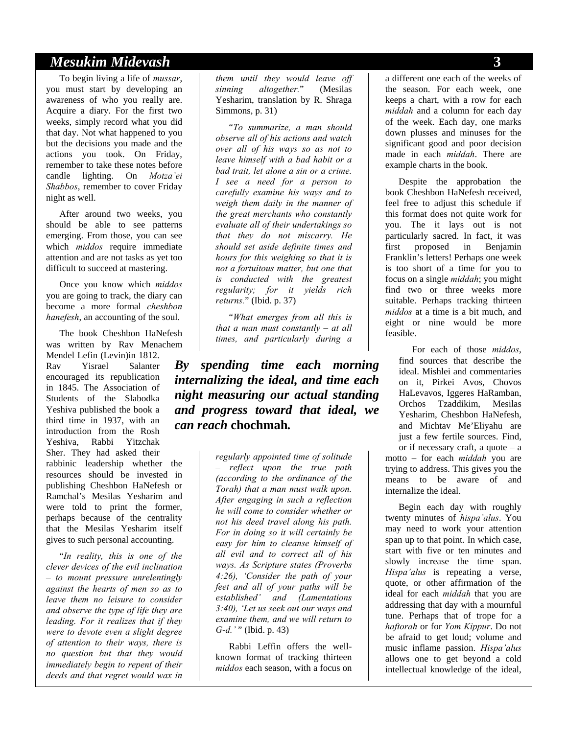To begin living a life of *mussar*, you must start by developing an awareness of who you really are. Acquire a diary. For the first two weeks, simply record what you did that day. Not what happened to you but the decisions you made and the actions you took. On Friday, remember to take these notes before candle lighting. On *Motza'ei Shabbos*, remember to cover Friday night as well.

After around two weeks, you should be able to see patterns emerging. From those, you can see which *middos* require immediate attention and are not tasks as yet too difficult to succeed at mastering.

Once you know which *middos* you are going to track, the diary can become a more formal *cheshbon hanefesh*, an accounting of the soul.

The book Cheshbon HaNefesh was written by Rav Menachem Mendel Lefin (Levin)in 1812. Rav Yisrael Salanter encouraged its republication in 1845. The Association of Students of the Slabodka Yeshiva published the book a third time in 1937, with an introduction from the Rosh Yeshiva, Rabbi Yitzchak Sher. They had asked their rabbinic leadership whether the resources should be invested in publishing Cheshbon HaNefesh or Ramchal's Mesilas Yesharim and were told to print the former, perhaps because of the centrality that the Mesilas Yesharim itself gives to such personal accounting.

"*In reality, this is one of the clever devices of the evil inclination – to mount pressure unrelentingly against the hearts of men so as to leave them no leisure to consider and observe the type of life they are leading. For it realizes that if they were to devote even a slight degree of attention to their ways, there is no question but that they would immediately begin to repent of their deeds and that regret would wax in them until they would leave off sinning altogether.*" (Mesilas Yesharim, translation by R. Shraga Simmons, p. 31)

"*To summarize, a man should observe all of his actions and watch over all of his ways so as not to leave himself with a bad habit or a bad trait, let alone a sin or a crime. I see a need for a person to carefully examine his ways and to weigh them daily in the manner of the great merchants who constantly evaluate all of their undertakings so that they do not miscarry. He should set aside definite times and hours for this weighing so that it is not a fortuitous matter, but one that is conducted with the greatest regularity; for it yields rich returns.*" (Ibid. p. 37)

"*What emerges from all this is that a man must constantly – at all times, and particularly during a regularly appointed time of solitude – reflect upon the true path (according to the ordinance of the Torah) that a man must walk upon. After engaging in such a reflection he will come to consider whether or not his deed travel along his path. For in doing so it will certainly be easy for him to cleanse himself of all evil and to correct all of his ways. As Scripture states (Proverbs 4:26), 'Consider the path of your feet and all of your paths will be established' and (Lamentations 3:40), 'Let us seek out our ways and examine them, and we will return to G-d.'* " (Ibid. p. 43)

> ***By spending time each morning internalizing the ideal, and time each night measuring our actual standing and progress toward that ideal, we can reach* chochmah.**

Rabbi Leffin offers the well-known format of tracking thirteen *middos* each season, with a focus on a different one each of the weeks of the season. For each week, one keeps a chart, with a row for each *middah* and a column for each day of the week. Each day, one marks down plusses and minuses for the significant good and poor decision made in each *middah*. There are example charts in the book.

Despite the approbation the book Cheshbon HaNefesh received, feel free to adjust this schedule if this format does not quite work for you. The it lays out is not particularly sacred. In fact, it was first proposed in Benjamin Franklin's letters! Perhaps one week is too short of a time for you to focus on a single *middah*; you might find two or three weeks more suitable. Perhaps tracking thirteen *middos* at a time is a bit much, and eight or nine would be more feasible.

For each of those *middos*, find sources that describe the ideal. Mishlei and commentaries on it, Pirkei Avos, Chovos HaLevavos, Iggeres HaRamban, Orchos Tzaddikim, Mesilas Yesharim, Cheshbon HaNefesh, and Michtav Me'Eliyahu are just a few fertile sources. Find, or if necessary craft, a quote – a motto – for each *middah* you are trying to address. This gives you the means to be aware of and internalize the ideal.

Begin each day with roughly twenty minutes of *hispa'alus*. You may need to work your attention span up to that point. In which case, start with five or ten minutes and slowly increase the time span. *Hispa'alus* is repeating a verse, quote, or other affirmation of the ideal for each *middah* that you are addressing that day with a mournful tune. Perhaps that of trope for a *haftorah* or for *Yom Kippur*. Do not be afraid to get loud; volume and music inflame passion. *Hispa'alus* allows one to get beyond a cold intellectual knowledge of the ideal,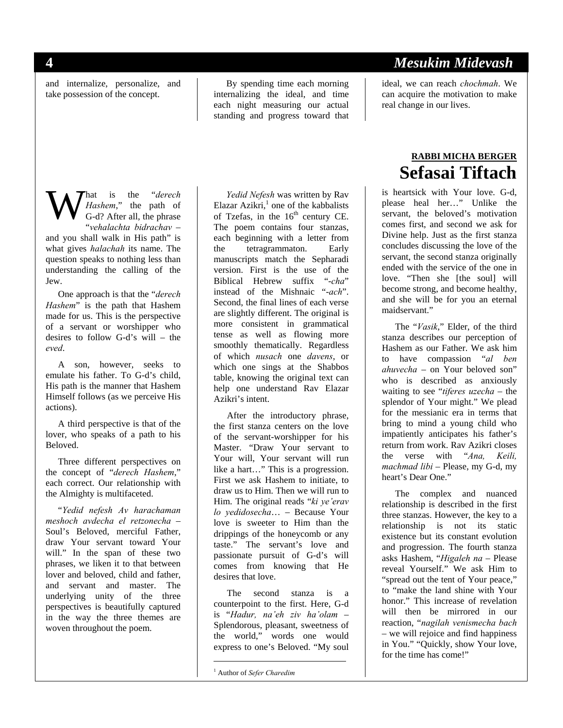and internalize, personalize, and take possession of the concept.

By spending time each morning internalizing the ideal, and time each night measuring our actual standing and progress toward that ideal, we can reach *chochmah*. We can acquire the motivation to make real change in our lives.

**RABBI MICHA BERGER**

# Sefasai Tiftach

What is the "*derech Hashem*," the path of G-d? After all, the phrase "*vehalachta bidrachav* – and you shall walk in His path" is what gives *halachah* its name. The question speaks to nothing less than understanding the calling of the Jew.

One approach is that the "*derech Hashem*" is the path that Hashem made for us. This is the perspective of a servant or worshipper who desires to follow G-d's will – the *eved*.

A son, however, seeks to emulate his father. To G-d's child, His path is the manner that Hashem Himself follows (as we perceive His actions).

A third perspective is that of the lover, who speaks of a path to his Beloved.

Three different perspectives on the concept of "*derech Hashem*," each correct. Our relationship with the Almighty is multifaceted.

"*Yedid nefesh Av harachaman meshoch avdecha el retzonecha* – Soul's Beloved, merciful Father, draw Your servant toward Your will." In the span of these two phrases, we liken it to that between lover and beloved, child and father, and servant and master. The underlying unity of the three perspectives is beautifully captured in the way the three themes are woven throughout the poem.

*Yedid Nefesh* was written by Rav Elazar Azikri,[1] one of the kabbalists of Tzefas, in the 16th century CE. The poem contains four stanzas, each beginning with a letter from the tetragrammaton. Early manuscripts match the Sepharadi version. First is the use of the Biblical Hebrew suffix "*-cha*" instead of the Mishnaic "*-ach*". Second, the final lines of each verse are slightly different. The original is more consistent in grammatical tense as well as flowing more smoothly thematically. Regardless of which *nusach* one *davens*, or which one sings at the Shabbos table, knowing the original text can help one understand Rav Elazar Azikri's intent.

After the introductory phrase, the first stanza centers on the love of the servant-worshipper for his Master. "Draw Your servant to Your will, Your servant will run like a hart…" This is a progression. First we ask Hashem to initiate, to draw us to Him. Then we will run to Him. The original reads "*ki ye'erav lo yedidosecha*… – Because Your love is sweeter to Him than the drippings of the honeycomb or any taste." The servant's love and passionate pursuit of G-d's will comes from knowing that He desires that love.

The second stanza is a counterpoint to the first. Here, G-d is "*Hadur, na'eh ziv ha'olam* – Splendorous, pleasant, sweetness of the world," words one would express to one's Beloved. "My soul is heartsick with Your love. G-d, please heal her…" Unlike the servant, the beloved's motivation comes first, and second we ask for Divine help. Just as the first stanza concludes discussing the love of the servant, the second stanza originally ended with the service of the one in love. "Then she [the soul] will become strong, and become healthy, and she will be for you an eternal maidservant."

The "*Vasik*," Elder, of the third stanza describes our perception of Hashem as our Father. We ask him to have compassion "*al ben ahuvecha* – on Your beloved son" who is described as anxiously waiting to see "*tiferes uzecha* – the splendor of Your might." We plead for the messianic era in terms that bring to mind a young child who impatiently anticipates his father's return from work. Rav Azikri closes the verse with "*Ana, Keili, machmad libi* – Please, my G-d, my heart's Dear One."

The complex and nuanced relationship is described in the first three stanzas. However, the key to a relationship is not its static existence but its constant evolution and progression. The fourth stanza asks Hashem, "*Higaleh na* – Please reveal Yourself." We ask Him to "spread out the tent of Your peace," to "make the land shine with Your honor." This increase of revelation will then be mirrored in our reaction, "*nagilah venismecha bach* – we will rejoice and find happiness in You." "Quickly, show Your love, for the time has come!"

[1] Author of *Sefer Charedim*